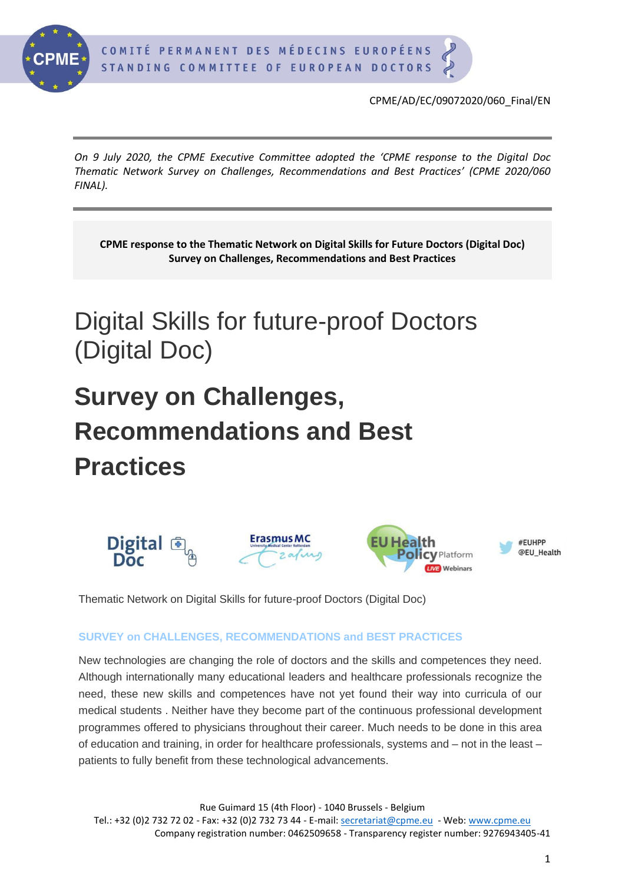COMITÉ PERMANENT DES MÉDECINS EUROPÉENS
STANDING COMMITTEE OF EUROPEAN DOCTORS

CPME/AD/EC/09072020/060_Final/EN

*On 9 July 2020, the CPME Executive Committee adopted the 'CPME response to the Digital Doc Thematic Network Survey on Challenges, Recommendations and Best Practices' (CPME 2020/060 FINAL).*

**CPME response to the Thematic Network on Digital Skills for Future Doctors (Digital Doc) Survey on Challenges, Recommendations and Best Practices**

# Digital Skills for future-proof Doctors (Digital Doc)

# **Survey on Challenges, Recommendations and Best Practices**

Thematic Network on Digital Skills for future-proof Doctors (Digital Doc)

## SURVEY on CHALLENGES, RECOMMENDATIONS and BEST PRACTICES

New technologies are changing the role of doctors and the skills and competences they need. Although internationally many educational leaders and healthcare professionals recognize the need, these new skills and competences have not yet found their way into curricula of our medical students . Neither have they become part of the continuous professional development programmes offered to physicians throughout their career. Much needs to be done in this area of education and training, in order for healthcare professionals, systems and – not in the least – patients to fully benefit from these technological advancements.

Rue Guimard 15 (4th Floor) - 1040 Brussels - Belgium
Tel.: +32 (0)2 732 72 02 - Fax: +32 (0)2 732 73 44 - E-mail: secretariat@cpme.eu - Web: www.cpme.eu
Company registration number: 0462509658 - Transparency register number: 9276943405-41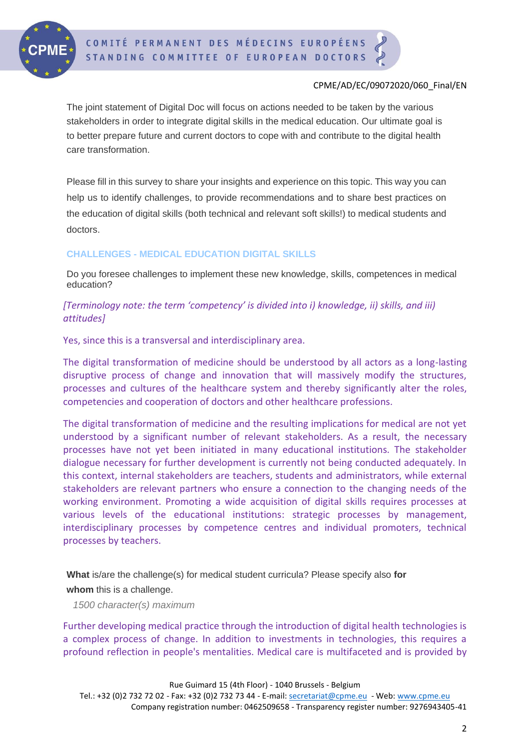The joint statement of Digital Doc will focus on actions needed to be taken by the various stakeholders in order to integrate digital skills in the medical education. Our ultimate goal is to better prepare future and current doctors to cope with and contribute to the digital health care transformation.

Please fill in this survey to share your insights and experience on this topic. This way you can help us to identify challenges, to provide recommendations and to share best practices on the education of digital skills (both technical and relevant soft skills!) to medical students and doctors.

## CHALLENGES - MEDICAL EDUCATION DIGITAL SKILLS

Do you foresee challenges to implement these new knowledge, skills, competences in medical education?

*[Terminology note: the term 'competency' is divided into i) knowledge, ii) skills, and iii) attitudes]*

Yes, since this is a transversal and interdisciplinary area.

The digital transformation of medicine should be understood by all actors as a long-lasting disruptive process of change and innovation that will massively modify the structures, processes and cultures of the healthcare system and thereby significantly alter the roles, competencies and cooperation of doctors and other healthcare professions.

The digital transformation of medicine and the resulting implications for medical are not yet understood by a significant number of relevant stakeholders. As a result, the necessary processes have not yet been initiated in many educational institutions. The stakeholder dialogue necessary for further development is currently not being conducted adequately. In this context, internal stakeholders are teachers, students and administrators, while external stakeholders are relevant partners who ensure a connection to the changing needs of the working environment. Promoting a wide acquisition of digital skills requires processes at various levels of the educational institutions: strategic processes by management, interdisciplinary processes by competence centres and individual promoters, technical processes by teachers.

**What** is/are the challenge(s) for medical student curricula? Please specify also **for whom** this is a challenge.

*1500 character(s) maximum*

Further developing medical practice through the introduction of digital health technologies is a complex process of change. In addition to investments in technologies, this requires a profound reflection in people's mentalities. Medical care is multifaceted and is provided by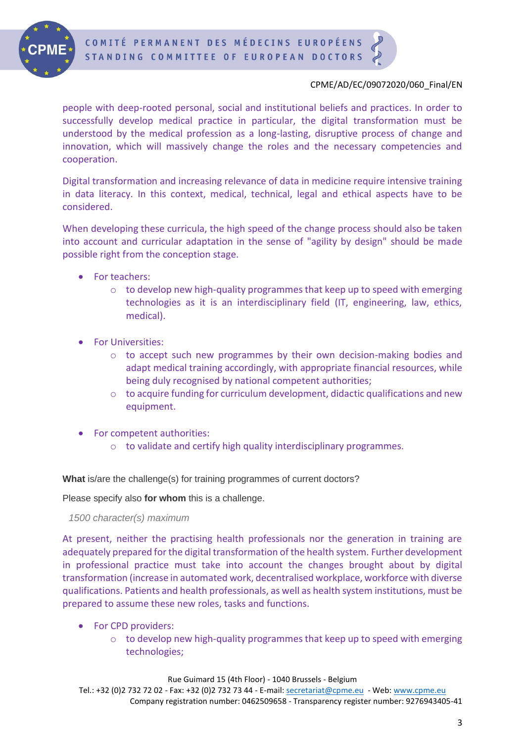people with deep-rooted personal, social and institutional beliefs and practices. In order to successfully develop medical practice in particular, the digital transformation must be understood by the medical profession as a long-lasting, disruptive process of change and innovation, which will massively change the roles and the necessary competencies and cooperation.

Digital transformation and increasing relevance of data in medicine require intensive training in data literacy. In this context, medical, technical, legal and ethical aspects have to be considered.

When developing these curricula, the high speed of the change process should also be taken into account and curricular adaptation in the sense of "agility by design" should be made possible right from the conception stage.

- For teachers:
  - to develop new high-quality programmes that keep up to speed with emerging technologies as it is an interdisciplinary field (IT, engineering, law, ethics, medical).

- For Universities:
  - to accept such new programmes by their own decision-making bodies and adapt medical training accordingly, with appropriate financial resources, while being duly recognised by national competent authorities;
  - to acquire funding for curriculum development, didactic qualifications and new equipment.

- For competent authorities:
  - to validate and certify high quality interdisciplinary programmes.

**What** is/are the challenge(s) for training programmes of current doctors?

Please specify also **for whom** this is a challenge.

*1500 character(s) maximum*

At present, neither the practising health professionals nor the generation in training are adequately prepared for the digital transformation of the health system. Further development in professional practice must take into account the changes brought about by digital transformation (increase in automated work, decentralised workplace, workforce with diverse qualifications. Patients and health professionals, as well as health system institutions, must be prepared to assume these new roles, tasks and functions.

- For CPD providers:
  - to develop new high-quality programmes that keep up to speed with emerging technologies;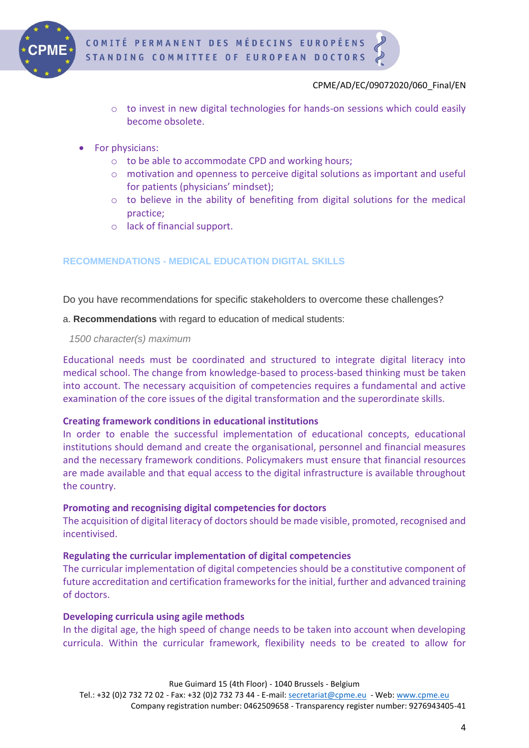- to invest in new digital technologies for hands-on sessions which could easily become obsolete.

- For physicians:
    - to be able to accommodate CPD and working hours;
    - motivation and openness to perceive digital solutions as important and useful for patients (physicians' mindset);
    - to believe in the ability of benefiting from digital solutions for the medical practice;
    - lack of financial support.

## RECOMMENDATIONS - MEDICAL EDUCATION DIGITAL SKILLS

Do you have recommendations for specific stakeholders to overcome these challenges?

a. **Recommendations** with regard to education of medical students:

*1500 character(s) maximum*

Educational needs must be coordinated and structured to integrate digital literacy into medical school. The change from knowledge-based to process-based thinking must be taken into account. The necessary acquisition of competencies requires a fundamental and active examination of the core issues of the digital transformation and the superordinate skills.

**Creating framework conditions in educational institutions**
In order to enable the successful implementation of educational concepts, educational institutions should demand and create the organisational, personnel and financial measures and the necessary framework conditions. Policymakers must ensure that financial resources are made available and that equal access to the digital infrastructure is available throughout the country.

**Promoting and recognising digital competencies for doctors**
The acquisition of digital literacy of doctors should be made visible, promoted, recognised and incentivised.

**Regulating the curricular implementation of digital competencies**
The curricular implementation of digital competencies should be a constitutive component of future accreditation and certification frameworks for the initial, further and advanced training of doctors.

**Developing curricula using agile methods**
In the digital age, the high speed of change needs to be taken into account when developing curricula. Within the curricular framework, flexibility needs to be created to allow for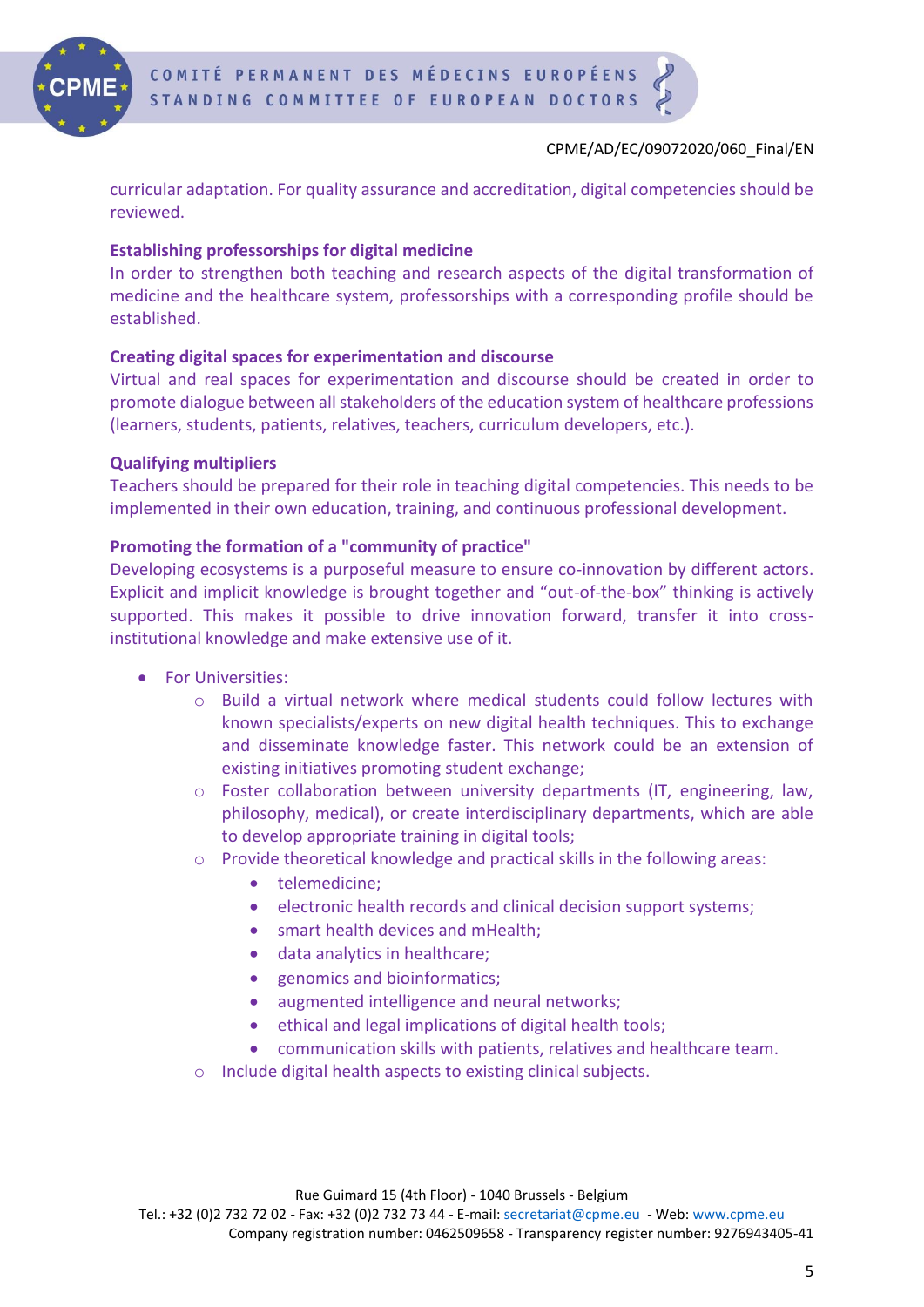curricular adaptation. For quality assurance and accreditation, digital competencies should be reviewed.

**Establishing professorships for digital medicine**

In order to strengthen both teaching and research aspects of the digital transformation of medicine and the healthcare system, professorships with a corresponding profile should be established.

**Creating digital spaces for experimentation and discourse**

Virtual and real spaces for experimentation and discourse should be created in order to promote dialogue between all stakeholders of the education system of healthcare professions (learners, students, patients, relatives, teachers, curriculum developers, etc.).

**Qualifying multipliers**

Teachers should be prepared for their role in teaching digital competencies. This needs to be implemented in their own education, training, and continuous professional development.

**Promoting the formation of a "community of practice"**

Developing ecosystems is a purposeful measure to ensure co-innovation by different actors. Explicit and implicit knowledge is brought together and "out-of-the-box" thinking is actively supported. This makes it possible to drive innovation forward, transfer it into cross-institutional knowledge and make extensive use of it.

- For Universities:
  - Build a virtual network where medical students could follow lectures with known specialists/experts on new digital health techniques. This to exchange and disseminate knowledge faster. This network could be an extension of existing initiatives promoting student exchange;
  - Foster collaboration between university departments (IT, engineering, law, philosophy, medical), or create interdisciplinary departments, which are able to develop appropriate training in digital tools;
  - Provide theoretical knowledge and practical skills in the following areas:
    - telemedicine;
    - electronic health records and clinical decision support systems;
    - smart health devices and mHealth;
    - data analytics in healthcare;
    - genomics and bioinformatics;
    - augmented intelligence and neural networks;
    - ethical and legal implications of digital health tools;
    - communication skills with patients, relatives and healthcare team.
  - Include digital health aspects to existing clinical subjects.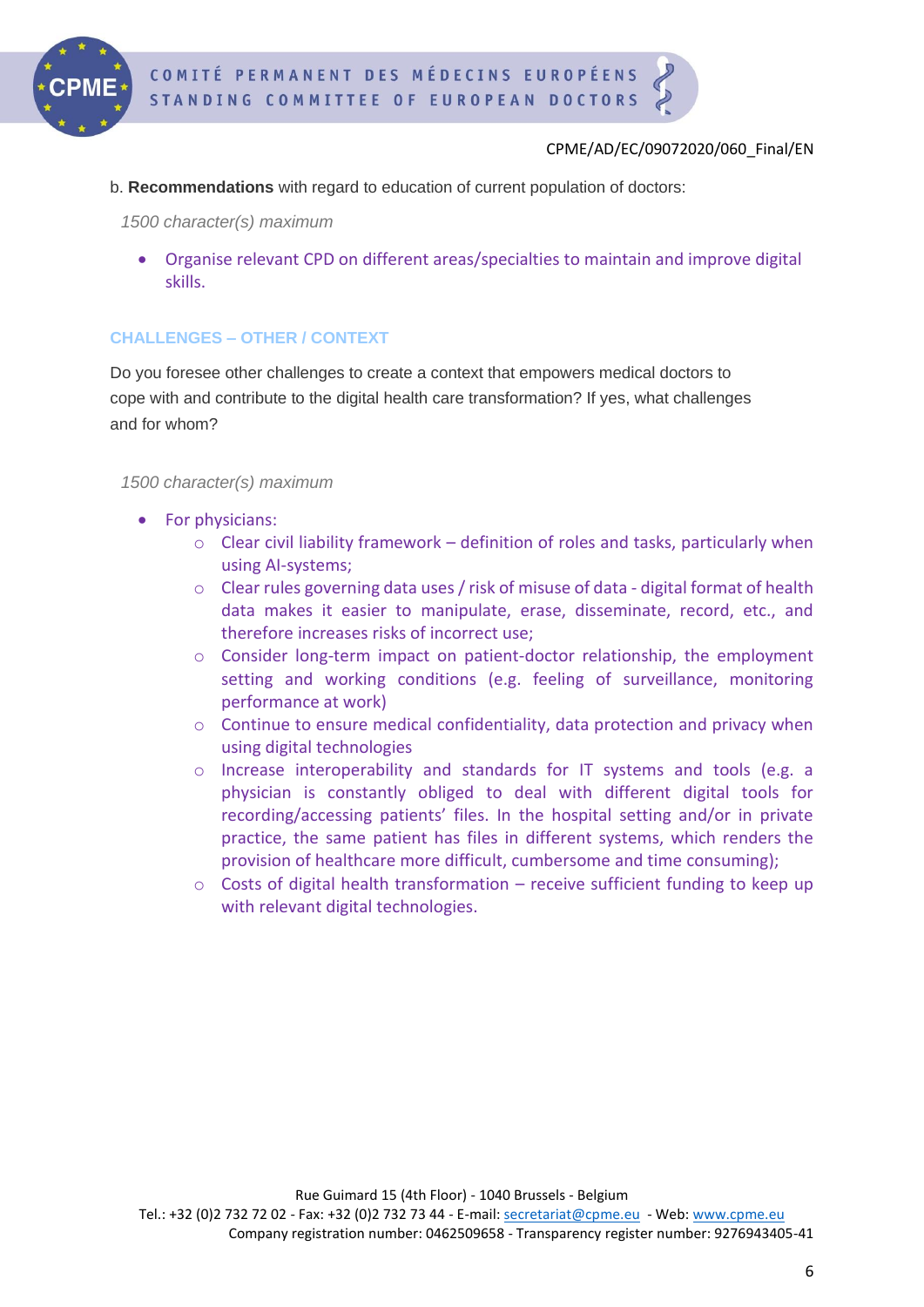b. **Recommendations** with regard to education of current population of doctors:

*1500 character(s) maximum*

- Organise relevant CPD on different areas/specialties to maintain and improve digital skills.

## CHALLENGES – OTHER / CONTEXT

Do you foresee other challenges to create a context that empowers medical doctors to cope with and contribute to the digital health care transformation? If yes, what challenges and for whom?

*1500 character(s) maximum*

- For physicians:
  - Clear civil liability framework – definition of roles and tasks, particularly when using AI-systems;
  - Clear rules governing data uses / risk of misuse of data - digital format of health data makes it easier to manipulate, erase, disseminate, record, etc., and therefore increases risks of incorrect use;
  - Consider long-term impact on patient-doctor relationship, the employment setting and working conditions (e.g. feeling of surveillance, monitoring performance at work)
  - Continue to ensure medical confidentiality, data protection and privacy when using digital technologies
  - Increase interoperability and standards for IT systems and tools (e.g. a physician is constantly obliged to deal with different digital tools for recording/accessing patients' files. In the hospital setting and/or in private practice, the same patient has files in different systems, which renders the provision of healthcare more difficult, cumbersome and time consuming);
  - Costs of digital health transformation – receive sufficient funding to keep up with relevant digital technologies.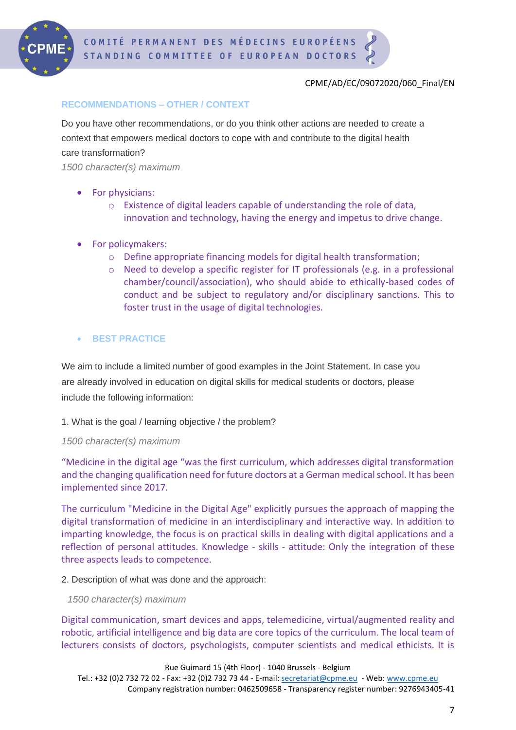CPME/AD/EC/09072020/060_Final/EN

### RECOMMENDATIONS – OTHER / CONTEXT

Do you have other recommendations, or do you think other actions are needed to create a context that empowers medical doctors to cope with and contribute to the digital health care transformation?

*1500 character(s) maximum*

- For physicians:
  - Existence of digital leaders capable of understanding the role of data, innovation and technology, having the energy and impetus to drive change.

- For policymakers:
  - Define appropriate financing models for digital health transformation;
  - Need to develop a specific register for IT professionals (e.g. in a professional chamber/council/association), who should abide to ethically-based codes of conduct and be subject to regulatory and/or disciplinary sanctions. This to foster trust in the usage of digital technologies.

- **BEST PRACTICE**

We aim to include a limited number of good examples in the Joint Statement. In case you are already involved in education on digital skills for medical students or doctors, please include the following information:

1. What is the goal / learning objective / the problem?

*1500 character(s) maximum*

“Medicine in the digital age “was the first curriculum, which addresses digital transformation and the changing qualification need for future doctors at a German medical school. It has been implemented since 2017.

The curriculum "Medicine in the Digital Age" explicitly pursues the approach of mapping the digital transformation of medicine in an interdisciplinary and interactive way. In addition to imparting knowledge, the focus is on practical skills in dealing with digital applications and a reflection of personal attitudes. Knowledge - skills - attitude: Only the integration of these three aspects leads to competence.

2. Description of what was done and the approach:

*1500 character(s) maximum*

Digital communication, smart devices and apps, telemedicine, virtual/augmented reality and robotic, artificial intelligence and big data are core topics of the curriculum. The local team of lecturers consists of doctors, psychologists, computer scientists and medical ethicists. It is

Rue Guimard 15 (4th Floor) - 1040 Brussels - Belgium
Tel.: +32 (0)2 732 72 02 - Fax: +32 (0)2 732 73 44 - E-mail: secretariat@cpme.eu - Web: www.cpme.eu
Company registration number: 0462509658 - Transparency register number: 9276943405-41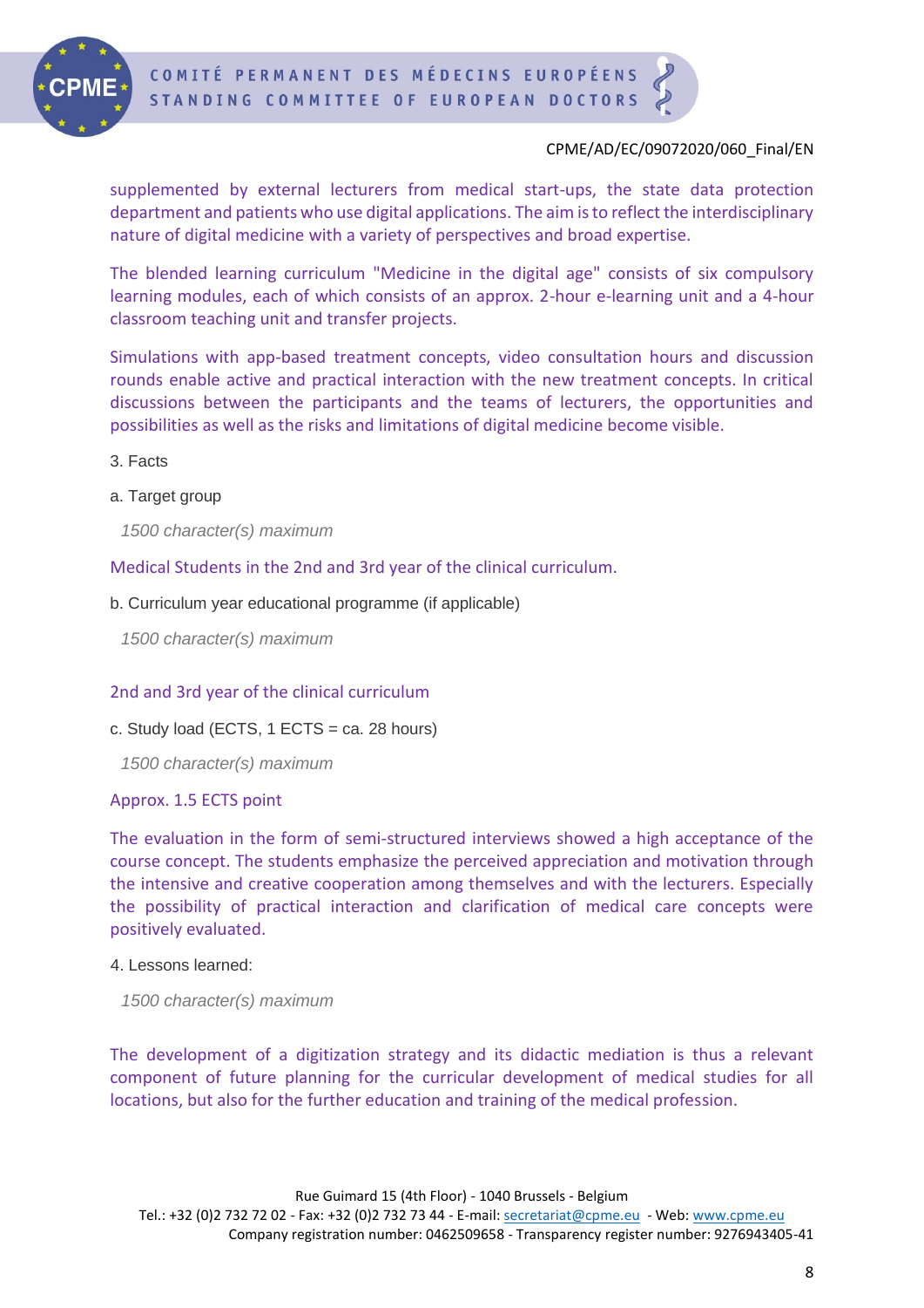supplemented by external lecturers from medical start-ups, the state data protection department and patients who use digital applications. The aim is to reflect the interdisciplinary nature of digital medicine with a variety of perspectives and broad expertise.

The blended learning curriculum "Medicine in the digital age" consists of six compulsory learning modules, each of which consists of an approx. 2-hour e-learning unit and a 4-hour classroom teaching unit and transfer projects.

Simulations with app-based treatment concepts, video consultation hours and discussion rounds enable active and practical interaction with the new treatment concepts. In critical discussions between the participants and the teams of lecturers, the opportunities and possibilities as well as the risks and limitations of digital medicine become visible.

3. Facts

a. Target group

*1500 character(s) maximum*

Medical Students in the 2nd and 3rd year of the clinical curriculum.

b. Curriculum year educational programme (if applicable)

*1500 character(s) maximum*

2nd and 3rd year of the clinical curriculum

c. Study load (ECTS, 1 ECTS = ca. 28 hours)

*1500 character(s) maximum*

Approx. 1.5 ECTS point

The evaluation in the form of semi-structured interviews showed a high acceptance of the course concept. The students emphasize the perceived appreciation and motivation through the intensive and creative cooperation among themselves and with the lecturers. Especially the possibility of practical interaction and clarification of medical care concepts were positively evaluated.

4. Lessons learned:

*1500 character(s) maximum*

The development of a digitization strategy and its didactic mediation is thus a relevant component of future planning for the curricular development of medical studies for all locations, but also for the further education and training of the medical profession.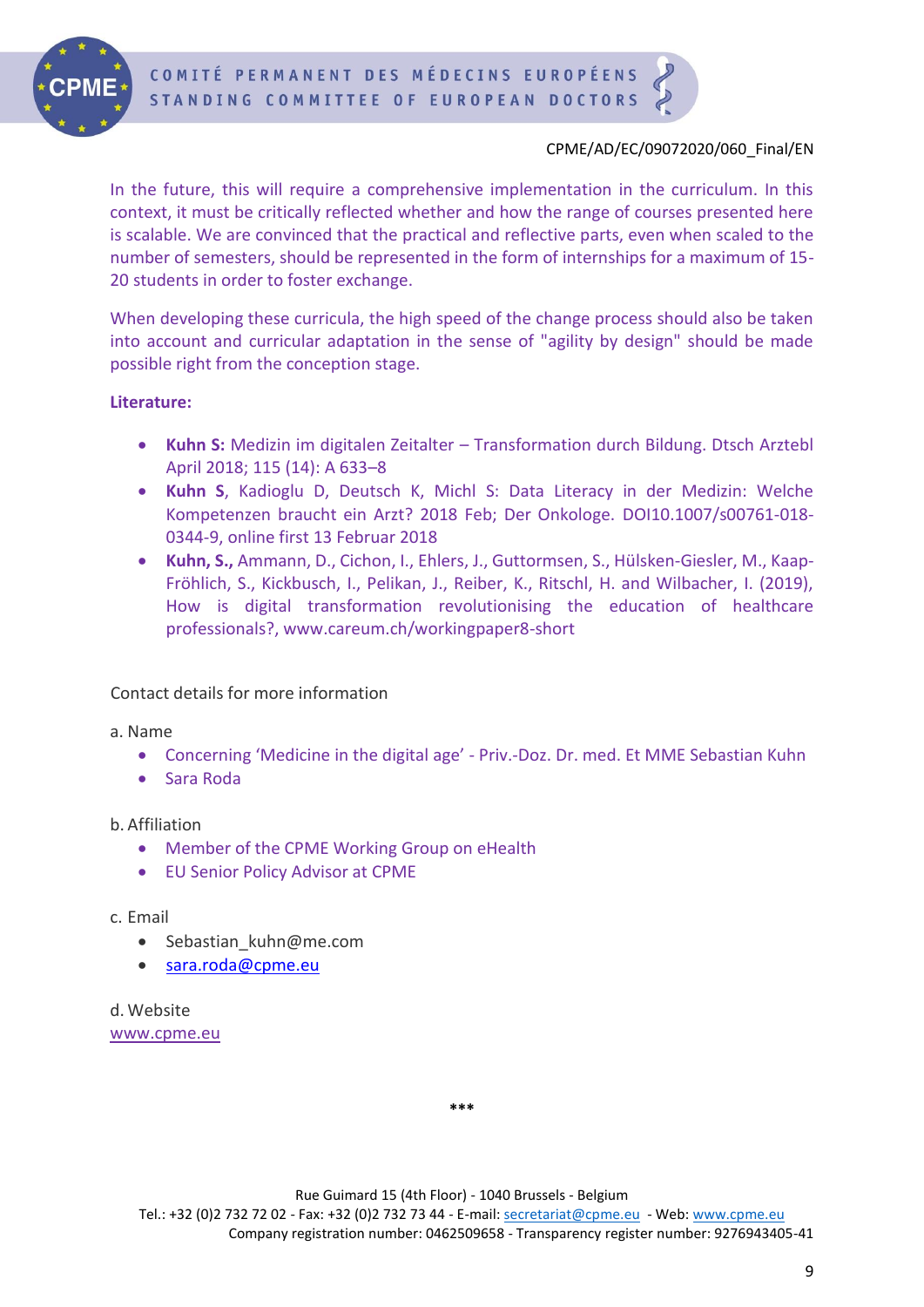CPME/AD/EC/09072020/060_Final/EN

In the future, this will require a comprehensive implementation in the curriculum. In this context, it must be critically reflected whether and how the range of courses presented here is scalable. We are convinced that the practical and reflective parts, even when scaled to the number of semesters, should be represented in the form of internships for a maximum of 15-20 students in order to foster exchange.

When developing these curricula, the high speed of the change process should also be taken into account and curricular adaptation in the sense of "agility by design" should be made possible right from the conception stage.

**Literature:**

- **Kuhn S:** Medizin im digitalen Zeitalter – Transformation durch Bildung. Dtsch Arztebl April 2018; 115 (14): A 633–8
- **Kuhn S**, Kadioglu D, Deutsch K, Michl S: Data Literacy in der Medizin: Welche Kompetenzen braucht ein Arzt? 2018 Feb; Der Onkologe. DOI10.1007/s00761-018-0344-9, online first 13 Februar 2018
- **Kuhn, S.,** Ammann, D., Cichon, I., Ehlers, J., Guttormsen, S., Hülsken-Giesler, M., Kaap-Fröhlich, S., Kickbusch, I., Pelikan, J., Reiber, K., Ritschl, H. and Wilbacher, I. (2019), How is digital transformation revolutionising the education of healthcare professionals?, www.careum.ch/workingpaper8-short

Contact details for more information

a. Name

- Concerning 'Medicine in the digital age' - Priv.-Doz. Dr. med. Et MME Sebastian Kuhn
- Sara Roda

b. Affiliation

- Member of the CPME Working Group on eHealth
- EU Senior Policy Advisor at CPME

c. Email

- Sebastian_kuhn@me.com
- sara.roda@cpme.eu

d. Website

www.cpme.eu

***